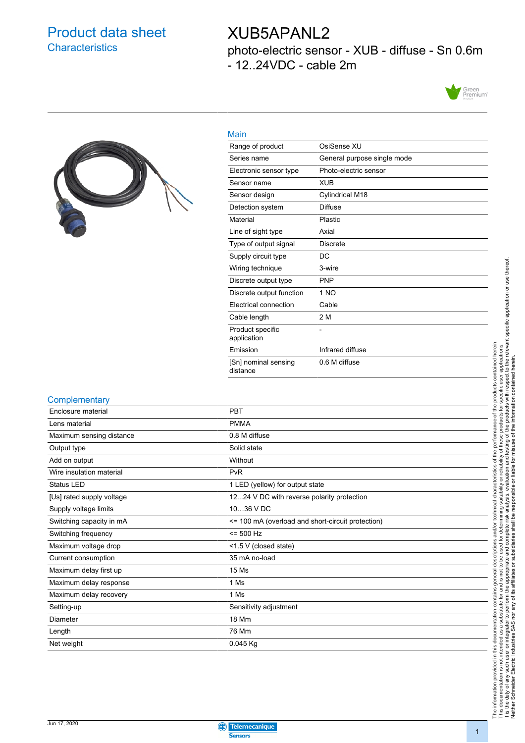# Product data sheet
## Characteristics

# XUB5APANL2

photo-electric sensor - XUB - diffuse - Sn 0.6m - 12..24VDC - cable 2m

### Main

| | |
|---|---|
| Range of product | OsiSense XU |
| Series name | General purpose single mode |
| Electronic sensor type | Photo-electric sensor |
| Sensor name | XUB |
| Sensor design | Cylindrical M18 |
| Detection system | Diffuse |
| Material | Plastic |
| Line of sight type | Axial |
| Type of output signal | Discrete |
| Supply circuit type | DC |
| Wiring technique | 3-wire |
| Discrete output type | PNP |
| Discrete output function | 1 NO |
| Electrical connection | Cable |
| Cable length | 2 M |
| Product specific application | - |
| Emission | Infrared diffuse |
| [Sn] nominal sensing distance | 0.6 M diffuse |

### Complementary

| | |
|---|---|
| Enclosure material | PBT |
| Lens material | PMMA |
| Maximum sensing distance | 0.8 M diffuse |
| Output type | Solid state |
| Add on output | Without |
| Wire insulation material | PvR |
| Status LED | 1 LED (yellow) for output state |
| [Us] rated supply voltage | 12...24 V DC with reverse polarity protection |
| Supply voltage limits | 10…36 V DC |
| Switching capacity in mA | <= 100 mA (overload and short-circuit protection) |
| Switching frequency | <= 500 Hz |
| Maximum voltage drop | <1.5 V (closed state) |
| Current consumption | 35 mA no-load |
| Maximum delay first up | 15 Ms |
| Maximum delay response | 1 Ms |
| Maximum delay recovery | 1 Ms |
| Setting-up | Sensitivity adjustment |
| Diameter | 18 Mm |
| Length | 76 Mm |
| Net weight | 0.045 Kg |

The information provided in this documentation contains general descriptions and/or technical characteristics of the performance of the products contained herein. This documentation is not intended as a substitute for and is not to be used for determining suitability or reliability of these products for specific user applications. It is the duty of any such user or integrator to perform the appropriate and complete risk analysis, evaluation and testing of the products with respect to the relevant specific application or use thereof. Neither Schneider Electric Industries SAS nor any of its affiliates or subsidiaries shall be responsible or liable for misuse of the information contained herein.

Jun 17, 2020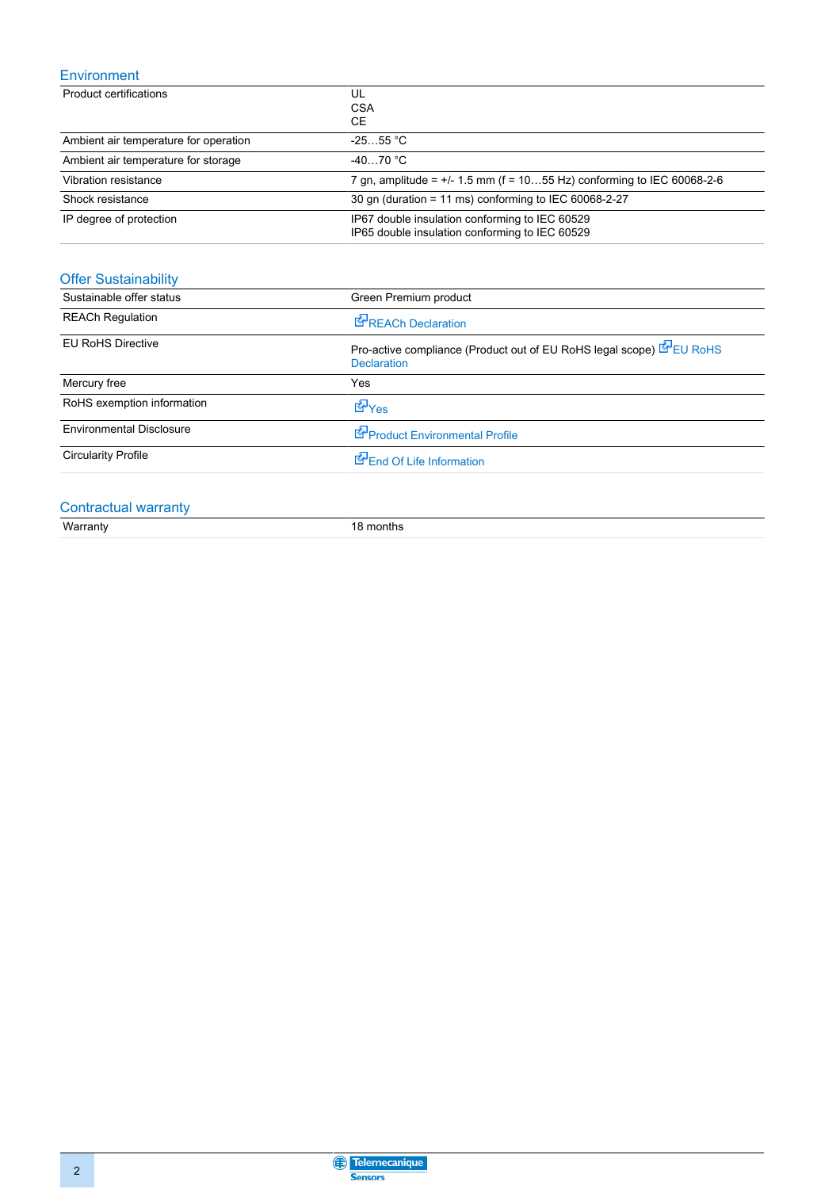## Environment

| | |
|---|---|
| Product certifications | UL<br>CSA<br>CE |
| Ambient air temperature for operation | -25…55 °C |
| Ambient air temperature for storage | -40…70 °C |
| Vibration resistance | 7 gn, amplitude = +/- 1.5 mm (f = 10…55 Hz) conforming to IEC 60068-2-6 |
| Shock resistance | 30 gn (duration = 11 ms) conforming to IEC 60068-2-27 |
| IP degree of protection | IP67 double insulation conforming to IEC 60529<br>IP65 double insulation conforming to IEC 60529 |

## Offer Sustainability

| | |
|---|---|
| Sustainable offer status | Green Premium product |
| REACh Regulation | REACh Declaration |
| EU RoHS Directive | Pro-active compliance (Product out of EU RoHS legal scope) EU RoHS Declaration |
| Mercury free | Yes |
| RoHS exemption information | Yes |
| Environmental Disclosure | Product Environmental Profile |
| Circularity Profile | End Of Life Information |

## Contractual warranty

| | |
|---|---|
| Warranty | 18 months |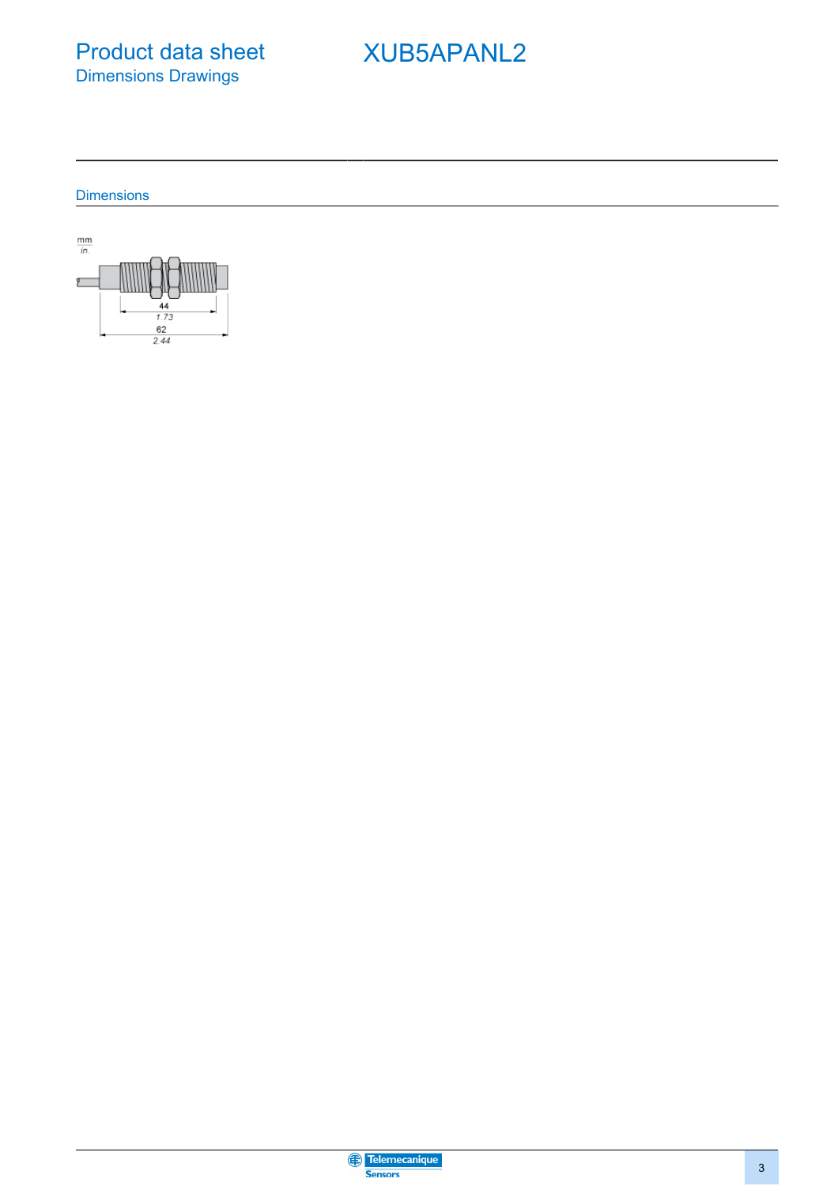# Product data sheet

## Dimensions Drawings

# XUB5APANL2

### Dimensions

mm
in.

44
1.73
62
2.44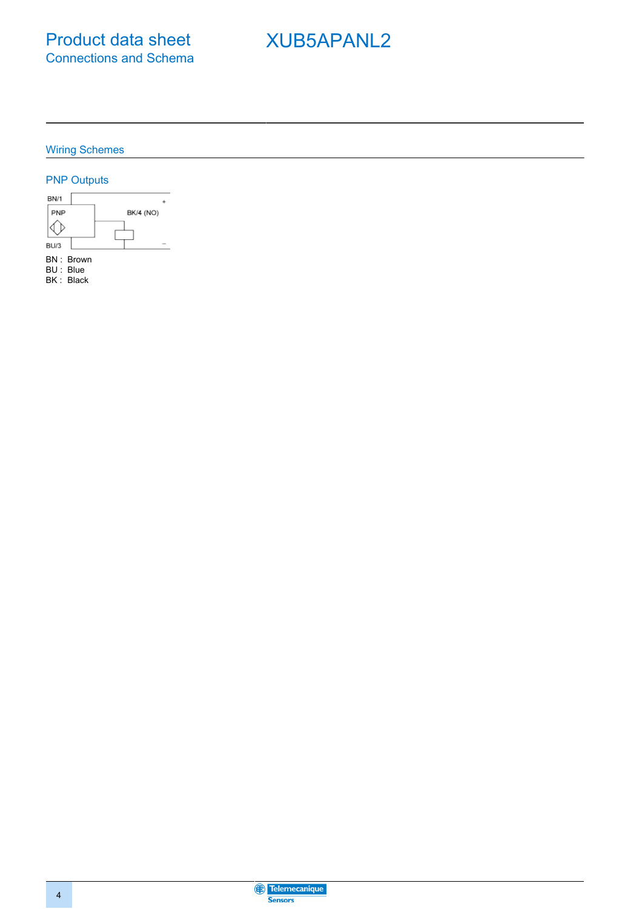# Product data sheet
## Connections and Schema

# XUB5APANL2

## Wiring Schemes

### PNP Outputs

BN/1
PNP
BK/4 (NO)
BU/3
+
–

BN : Brown
BU : Blue
BK : Black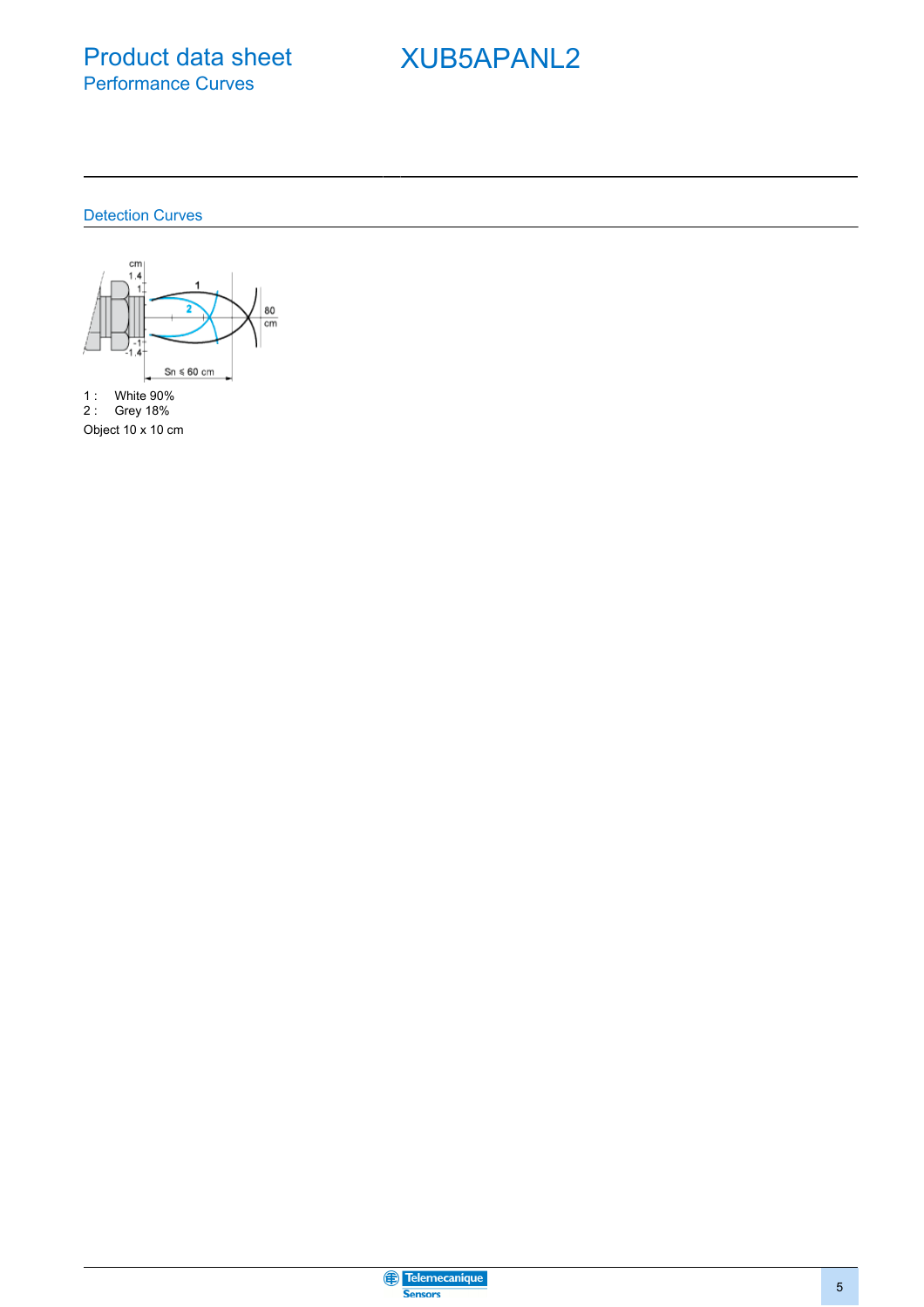# Product data sheet

## Performance Curves

# XUB5APANL2

### Detection Curves

cm
1.4
1
-1
-1.4
1
2
80
cm
Sn ≤ 60 cm

1 : White 90%
2 : Grey 18%

Object 10 x 10 cm